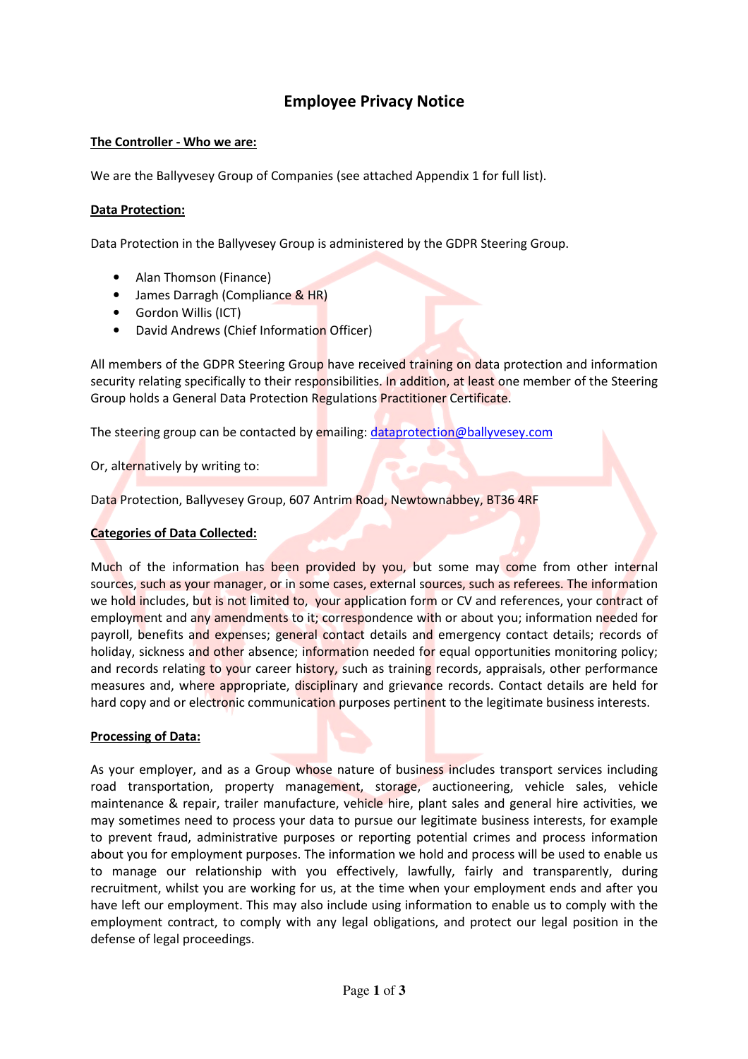# Employee Privacy Notice

**The Controller - Who we are:**

We are the Ballyvesey Group of Companies (see attached Appendix 1 for full list).

**Data Protection:**

Data Protection in the Ballyvesey Group is administered by the GDPR Steering Group.

- Alan Thomson (Finance)
- James Darragh (Compliance & HR)
- Gordon Willis (ICT)
- David Andrews (Chief Information Officer)

All members of the GDPR Steering Group have received training on data protection and information security relating specifically to their responsibilities. In addition, at least one member of the Steering Group holds a General Data Protection Regulations Practitioner Certificate.

The steering group can be contacted by emailing: dataprotection@ballyvesey.com

Or, alternatively by writing to:

Data Protection, Ballyvesey Group, 607 Antrim Road, Newtownabbey, BT36 4RF

**Categories of Data Collected:**

Much of the information has been provided by you, but some may come from other internal sources, such as your manager, or in some cases, external sources, such as referees. The information we hold includes, but is not limited to, your application form or CV and references, your contract of employment and any amendments to it; correspondence with or about you; information needed for payroll, benefits and expenses; general contact details and emergency contact details; records of holiday, sickness and other absence; information needed for equal opportunities monitoring policy; and records relating to your career history, such as training records, appraisals, other performance measures and, where appropriate, disciplinary and grievance records. Contact details are held for hard copy and or electronic communication purposes pertinent to the legitimate business interests.

**Processing of Data:**

As your employer, and as a Group whose nature of business includes transport services including road transportation, property management, storage, auctioneering, vehicle sales, vehicle maintenance & repair, trailer manufacture, vehicle hire, plant sales and general hire activities, we may sometimes need to process your data to pursue our legitimate business interests, for example to prevent fraud, administrative purposes or reporting potential crimes and process information about you for employment purposes. The information we hold and process will be used to enable us to manage our relationship with you effectively, lawfully, fairly and transparently, during recruitment, whilst you are working for us, at the time when your employment ends and after you have left our employment. This may also include using information to enable us to comply with the employment contract, to comply with any legal obligations, and protect our legal position in the defense of legal proceedings.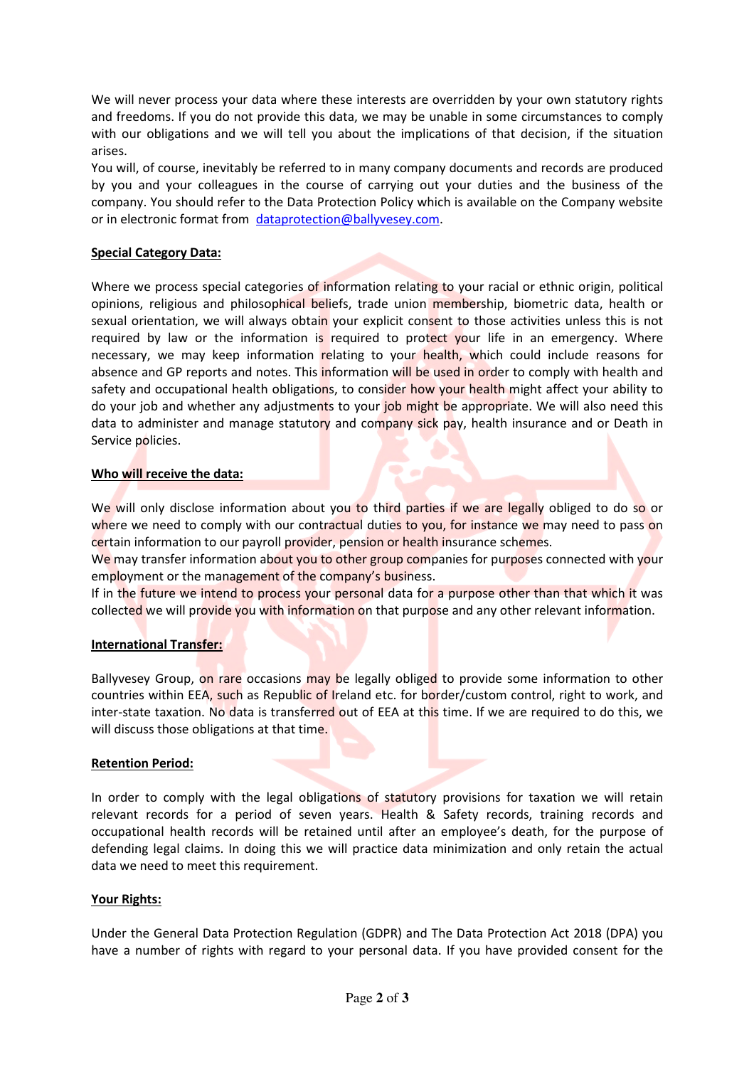We will never process your data where these interests are overridden by your own statutory rights and freedoms. If you do not provide this data, we may be unable in some circumstances to comply with our obligations and we will tell you about the implications of that decision, if the situation arises.

You will, of course, inevitably be referred to in many company documents and records are produced by you and your colleagues in the course of carrying out your duties and the business of the company. You should refer to the Data Protection Policy which is available on the Company website or in electronic format from dataprotection@ballyvesey.com.

**Special Category Data:**

Where we process special categories of information relating to your racial or ethnic origin, political opinions, religious and philosophical beliefs, trade union membership, biometric data, health or sexual orientation, we will always obtain your explicit consent to those activities unless this is not required by law or the information is required to protect your life in an emergency. Where necessary, we may keep information relating to your health, which could include reasons for absence and GP reports and notes. This information will be used in order to comply with health and safety and occupational health obligations, to consider how your health might affect your ability to do your job and whether any adjustments to your job might be appropriate. We will also need this data to administer and manage statutory and company sick pay, health insurance and or Death in Service policies.

**Who will receive the data:**

We will only disclose information about you to third parties if we are legally obliged to do so or where we need to comply with our contractual duties to you, for instance we may need to pass on certain information to our payroll provider, pension or health insurance schemes.

We may transfer information about you to other group companies for purposes connected with your employment or the management of the company's business.

If in the future we intend to process your personal data for a purpose other than that which it was collected we will provide you with information on that purpose and any other relevant information.

**International Transfer:**

Ballyvesey Group, on rare occasions may be legally obliged to provide some information to other countries within EEA, such as Republic of Ireland etc. for border/custom control, right to work, and inter-state taxation. No data is transferred out of EEA at this time. If we are required to do this, we will discuss those obligations at that time.

**Retention Period:**

In order to comply with the legal obligations of statutory provisions for taxation we will retain relevant records for a period of seven years. Health & Safety records, training records and occupational health records will be retained until after an employee's death, for the purpose of defending legal claims. In doing this we will practice data minimization and only retain the actual data we need to meet this requirement.

**Your Rights:**

Under the General Data Protection Regulation (GDPR) and The Data Protection Act 2018 (DPA) you have a number of rights with regard to your personal data. If you have provided consent for the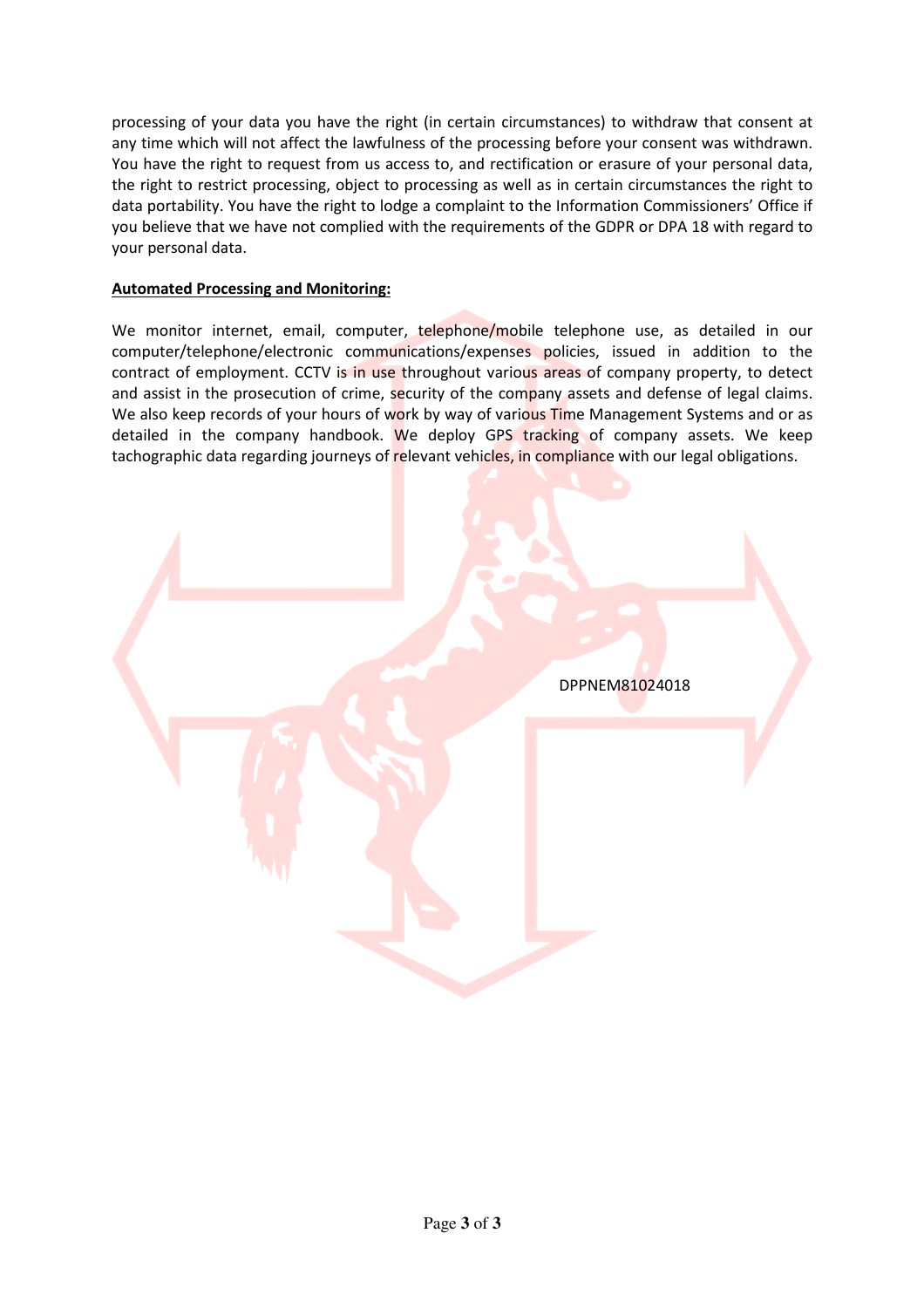processing of your data you have the right (in certain circumstances) to withdraw that consent at any time which will not affect the lawfulness of the processing before your consent was withdrawn. You have the right to request from us access to, and rectification or erasure of your personal data, the right to restrict processing, object to processing as well as in certain circumstances the right to data portability. You have the right to lodge a complaint to the Information Commissioners' Office if you believe that we have not complied with the requirements of the GDPR or DPA 18 with regard to your personal data.

**Automated Processing and Monitoring:**

We monitor internet, email, computer, telephone/mobile telephone use, as detailed in our computer/telephone/electronic communications/expenses policies, issued in addition to the contract of employment. CCTV is in use throughout various areas of company property, to detect and assist in the prosecution of crime, security of the company assets and defense of legal claims. We also keep records of your hours of work by way of various Time Management Systems and or as detailed in the company handbook. We deploy GPS tracking of company assets. We keep tachographic data regarding journeys of relevant vehicles, in compliance with our legal obligations.

DPPNEM81024018